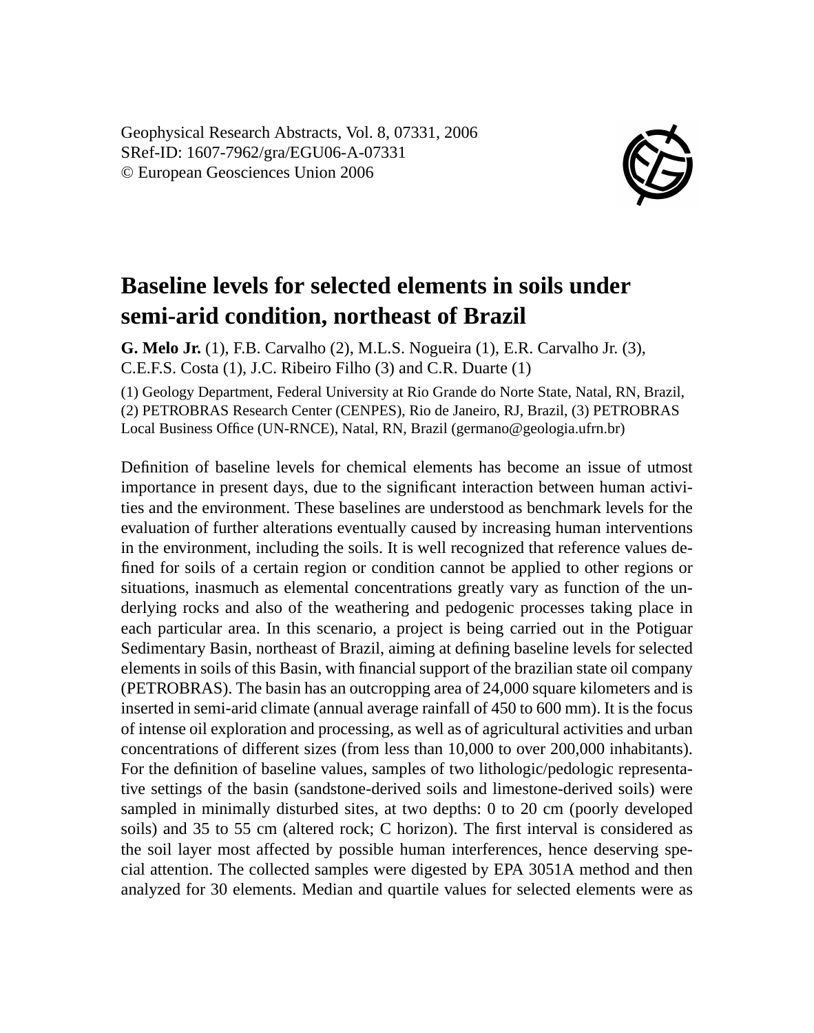Geophysical Research Abstracts, Vol. 8, 07331, 2006
SRef-ID: 1607-7962/gra/EGU06-A-07331
© European Geosciences Union 2006

# Baseline levels for selected elements in soils under semi-arid condition, northeast of Brazil

**G. Melo Jr.** (1), F.B. Carvalho (2), M.L.S. Nogueira (1), E.R. Carvalho Jr. (3), C.E.F.S. Costa (1), J.C. Ribeiro Filho (3) and C.R. Duarte (1)

(1) Geology Department, Federal University at Rio Grande do Norte State, Natal, RN, Brazil, (2) PETROBRAS Research Center (CENPES), Rio de Janeiro, RJ, Brazil, (3) PETROBRAS Local Business Office (UN-RNCE), Natal, RN, Brazil (germano@geologia.ufrn.br)

Definition of baseline levels for chemical elements has become an issue of utmost importance in present days, due to the significant interaction between human activities and the environment. These baselines are understood as benchmark levels for the evaluation of further alterations eventually caused by increasing human interventions in the environment, including the soils. It is well recognized that reference values defined for soils of a certain region or condition cannot be applied to other regions or situations, inasmuch as elemental concentrations greatly vary as function of the underlying rocks and also of the weathering and pedogenic processes taking place in each particular area. In this scenario, a project is being carried out in the Potiguar Sedimentary Basin, northeast of Brazil, aiming at defining baseline levels for selected elements in soils of this Basin, with financial support of the brazilian state oil company (PETROBRAS). The basin has an outcropping area of 24,000 square kilometers and is inserted in semi-arid climate (annual average rainfall of 450 to 600 mm). It is the focus of intense oil exploration and processing, as well as of agricultural activities and urban concentrations of different sizes (from less than 10,000 to over 200,000 inhabitants). For the definition of baseline values, samples of two lithologic/pedologic representative settings of the basin (sandstone-derived soils and limestone-derived soils) were sampled in minimally disturbed sites, at two depths: 0 to 20 cm (poorly developed soils) and 35 to 55 cm (altered rock; C horizon). The first interval is considered as the soil layer most affected by possible human interferences, hence deserving special attention. The collected samples were digested by EPA 3051A method and then analyzed for 30 elements. Median and quartile values for selected elements were as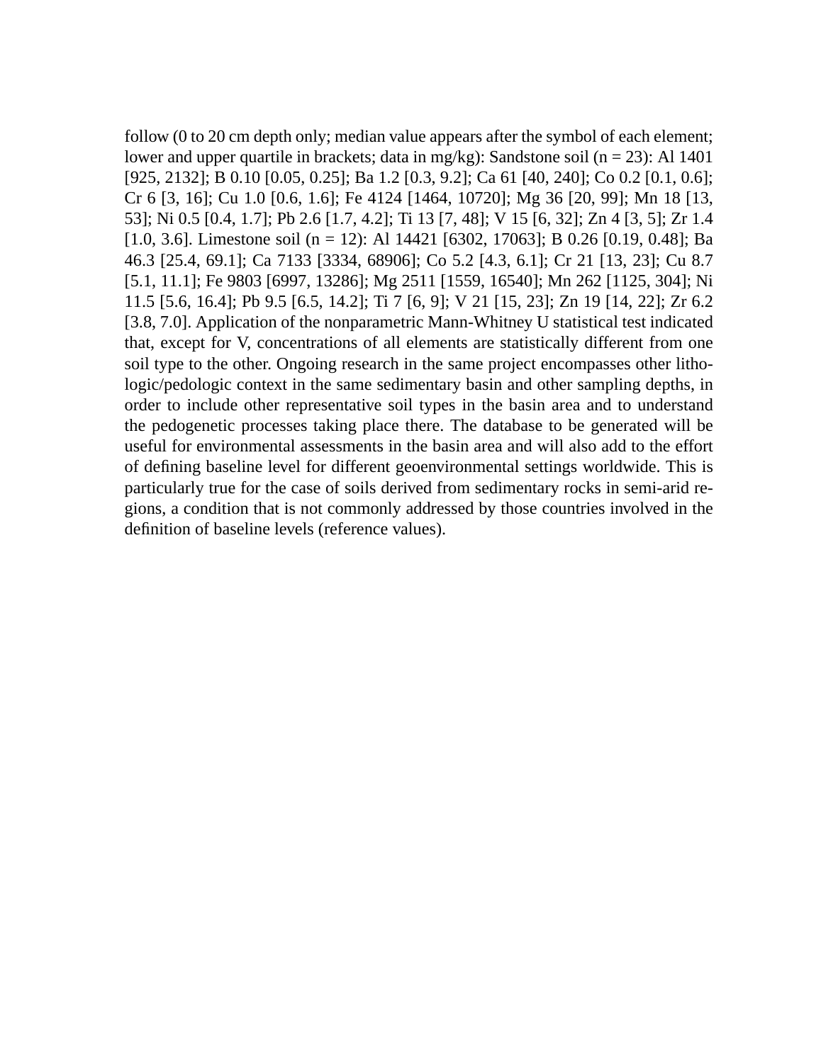follow (0 to 20 cm depth only; median value appears after the symbol of each element; lower and upper quartile in brackets; data in mg/kg): Sandstone soil (n = 23): Al 1401 [925, 2132]; B 0.10 [0.05, 0.25]; Ba 1.2 [0.3, 9.2]; Ca 61 [40, 240]; Co 0.2 [0.1, 0.6]; Cr 6 [3, 16]; Cu 1.0 [0.6, 1.6]; Fe 4124 [1464, 10720]; Mg 36 [20, 99]; Mn 18 [13, 53]; Ni 0.5 [0.4, 1.7]; Pb 2.6 [1.7, 4.2]; Ti 13 [7, 48]; V 15 [6, 32]; Zn 4 [3, 5]; Zr 1.4 [1.0, 3.6]. Limestone soil (n = 12): Al 14421 [6302, 17063]; B 0.26 [0.19, 0.48]; Ba 46.3 [25.4, 69.1]; Ca 7133 [3334, 68906]; Co 5.2 [4.3, 6.1]; Cr 21 [13, 23]; Cu 8.7 [5.1, 11.1]; Fe 9803 [6997, 13286]; Mg 2511 [1559, 16540]; Mn 262 [1125, 304]; Ni 11.5 [5.6, 16.4]; Pb 9.5 [6.5, 14.2]; Ti 7 [6, 9]; V 21 [15, 23]; Zn 19 [14, 22]; Zr 6.2 [3.8, 7.0]. Application of the nonparametric Mann-Whitney U statistical test indicated that, except for V, concentrations of all elements are statistically different from one soil type to the other. Ongoing research in the same project encompasses other lithologic/pedologic context in the same sedimentary basin and other sampling depths, in order to include other representative soil types in the basin area and to understand the pedogenetic processes taking place there. The database to be generated will be useful for environmental assessments in the basin area and will also add to the effort of defining baseline level for different geoenvironmental settings worldwide. This is particularly true for the case of soils derived from sedimentary rocks in semi-arid regions, a condition that is not commonly addressed by those countries involved in the definition of baseline levels (reference values).